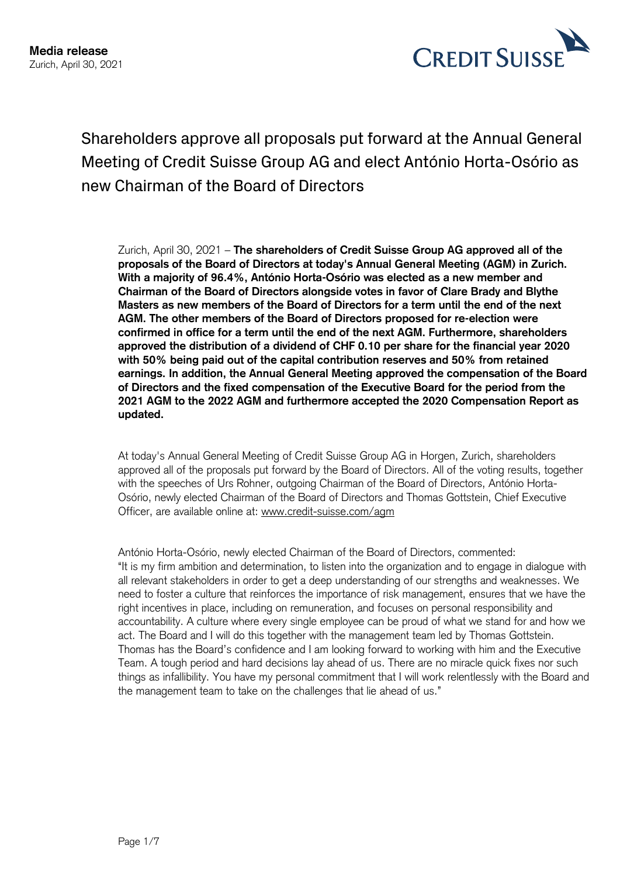**Media release**
Zurich, April 30, 2021

# Shareholders approve all proposals put forward at the Annual General Meeting of Credit Suisse Group AG and elect António Horta-Osório as new Chairman of the Board of Directors

Zurich, April 30, 2021 – **The shareholders of Credit Suisse Group AG approved all of the proposals of the Board of Directors at today's Annual General Meeting (AGM) in Zurich. With a majority of 96.4%, António Horta-Osório was elected as a new member and Chairman of the Board of Directors alongside votes in favor of Clare Brady and Blythe Masters as new members of the Board of Directors for a term until the end of the next AGM. The other members of the Board of Directors proposed for re-election were confirmed in office for a term until the end of the next AGM. Furthermore, shareholders approved the distribution of a dividend of CHF 0.10 per share for the financial year 2020 with 50% being paid out of the capital contribution reserves and 50% from retained earnings. In addition, the Annual General Meeting approved the compensation of the Board of Directors and the fixed compensation of the Executive Board for the period from the 2021 AGM to the 2022 AGM and furthermore accepted the 2020 Compensation Report as updated.**

At today's Annual General Meeting of Credit Suisse Group AG in Horgen, Zurich, shareholders approved all of the proposals put forward by the Board of Directors. All of the voting results, together with the speeches of Urs Rohner, outgoing Chairman of the Board of Directors, António Horta-Osório, newly elected Chairman of the Board of Directors and Thomas Gottstein, Chief Executive Officer, are available online at: www.credit-suisse.com/agm

António Horta-Osório, newly elected Chairman of the Board of Directors, commented:
"It is my firm ambition and determination, to listen into the organization and to engage in dialogue with all relevant stakeholders in order to get a deep understanding of our strengths and weaknesses. We need to foster a culture that reinforces the importance of risk management, ensures that we have the right incentives in place, including on remuneration, and focuses on personal responsibility and accountability. A culture where every single employee can be proud of what we stand for and how we act. The Board and I will do this together with the management team led by Thomas Gottstein. Thomas has the Board's confidence and I am looking forward to working with him and the Executive Team. A tough period and hard decisions lay ahead of us. There are no miracle quick fixes nor such things as infallibility. You have my personal commitment that I will work relentlessly with the Board and the management team to take on the challenges that lie ahead of us."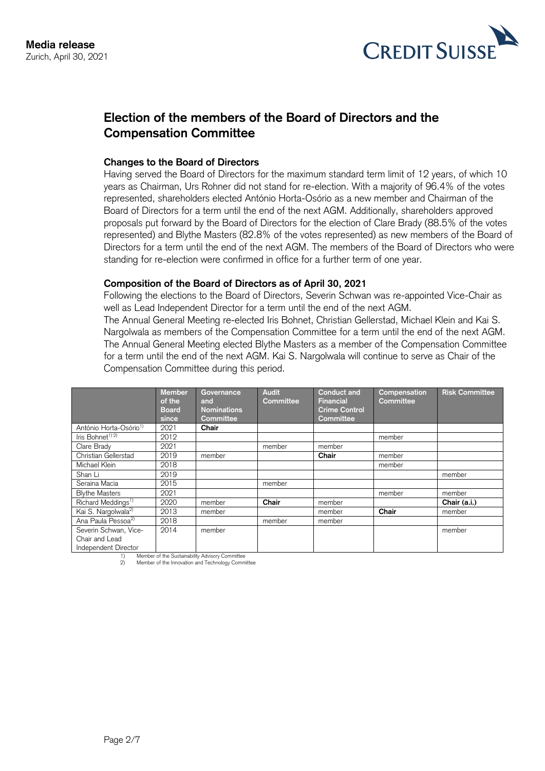**Media release**
Zurich, April 30, 2021

## Election of the members of the Board of Directors and the Compensation Committee

### Changes to the Board of Directors

Having served the Board of Directors for the maximum standard term limit of 12 years, of which 10 years as Chairman, Urs Rohner did not stand for re-election. With a majority of 96.4% of the votes represented, shareholders elected António Horta-Osório as a new member and Chairman of the Board of Directors for a term until the end of the next AGM. Additionally, shareholders approved proposals put forward by the Board of Directors for the election of Clare Brady (88.5% of the votes represented) and Blythe Masters (82.8% of the votes represented) as new members of the Board of Directors for a term until the end of the next AGM. The members of the Board of Directors who were standing for re-election were confirmed in office for a further term of one year.

### Composition of the Board of Directors as of April 30, 2021

Following the elections to the Board of Directors, Severin Schwan was re-appointed Vice-Chair as well as Lead Independent Director for a term until the end of the next AGM.
The Annual General Meeting re-elected Iris Bohnet, Christian Gellerstad, Michael Klein and Kai S. Nargolwala as members of the Compensation Committee for a term until the end of the next AGM. The Annual General Meeting elected Blythe Masters as a member of the Compensation Committee for a term until the end of the next AGM. Kai S. Nargolwala will continue to serve as Chair of the Compensation Committee during this period.

| | Member of the Board since | Governance and Nominations Committee | Audit Committee | Conduct and Financial Crime Control Committee | Compensation Committee | Risk Committee |
|---|---|---|---|---|---|---|
| António Horta-Osório[1] | 2021 | **Chair** | | | | |
| Iris Bohnet[1, 2] | 2012 | | | | member | |
| Clare Brady | 2021 | | member | member | | |
| Christian Gellerstad | 2019 | member | | **Chair** | member | |
| Michael Klein | 2018 | | | | member | |
| Shan Li | 2019 | | | | | member |
| Seraina Macia | 2015 | | member | | | |
| Blythe Masters | 2021 | | | | member | member |
| Richard Meddings[1] | 2020 | member | **Chair** | member | | **Chair (a.i.)** |
| Kai S. Nargolwala[2] | 2013 | member | | member | **Chair** | member |
| Ana Paula Pessoa[2] | 2018 | | member | member | | |
| Severin Schwan, Vice-Chair and Lead Independent Director | 2014 | member | | | | member |

1) Member of the Sustainability Advisory Committee
2) Member of the Innovation and Technology Committee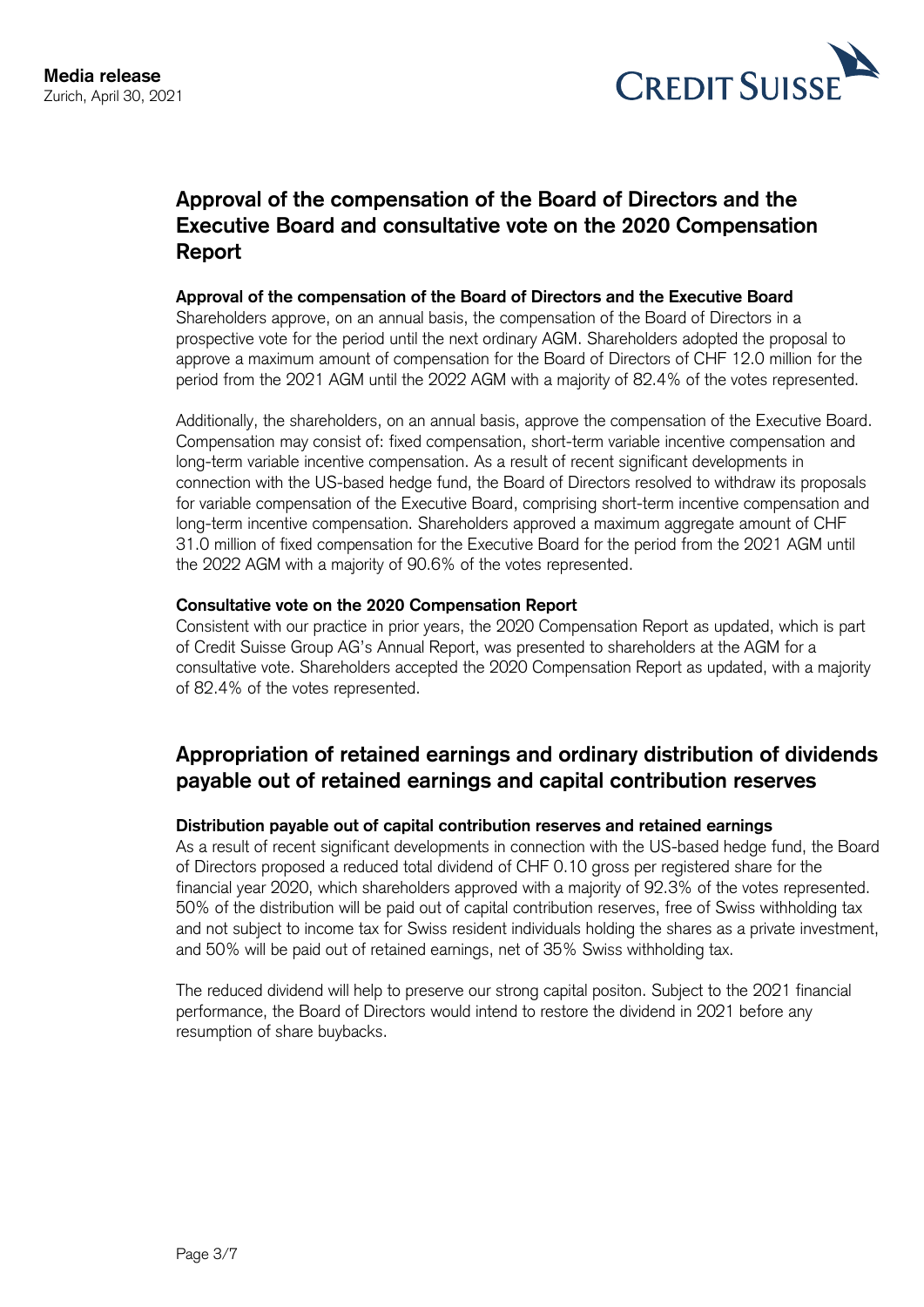**Media release**
Zurich, April 30, 2021

## Approval of the compensation of the Board of Directors and the Executive Board and consultative vote on the 2020 Compensation Report

### Approval of the compensation of the Board of Directors and the Executive Board

Shareholders approve, on an annual basis, the compensation of the Board of Directors in a prospective vote for the period until the next ordinary AGM. Shareholders adopted the proposal to approve a maximum amount of compensation for the Board of Directors of CHF 12.0 million for the period from the 2021 AGM until the 2022 AGM with a majority of 82.4% of the votes represented.

Additionally, the shareholders, on an annual basis, approve the compensation of the Executive Board. Compensation may consist of: fixed compensation, short-term variable incentive compensation and long-term variable incentive compensation. As a result of recent significant developments in connection with the US-based hedge fund, the Board of Directors resolved to withdraw its proposals for variable compensation of the Executive Board, comprising short-term incentive compensation and long-term incentive compensation. Shareholders approved a maximum aggregate amount of CHF 31.0 million of fixed compensation for the Executive Board for the period from the 2021 AGM until the 2022 AGM with a majority of 90.6% of the votes represented.

### Consultative vote on the 2020 Compensation Report

Consistent with our practice in prior years, the 2020 Compensation Report as updated, which is part of Credit Suisse Group AG's Annual Report, was presented to shareholders at the AGM for a consultative vote. Shareholders accepted the 2020 Compensation Report as updated, with a majority of 82.4% of the votes represented.

## Appropriation of retained earnings and ordinary distribution of dividends payable out of retained earnings and capital contribution reserves

### Distribution payable out of capital contribution reserves and retained earnings

As a result of recent significant developments in connection with the US-based hedge fund, the Board of Directors proposed a reduced total dividend of CHF 0.10 gross per registered share for the financial year 2020, which shareholders approved with a majority of 92.3% of the votes represented. 50% of the distribution will be paid out of capital contribution reserves, free of Swiss withholding tax and not subject to income tax for Swiss resident individuals holding the shares as a private investment, and 50% will be paid out of retained earnings, net of 35% Swiss withholding tax.

The reduced dividend will help to preserve our strong capital positon. Subject to the 2021 financial performance, the Board of Directors would intend to restore the dividend in 2021 before any resumption of share buybacks.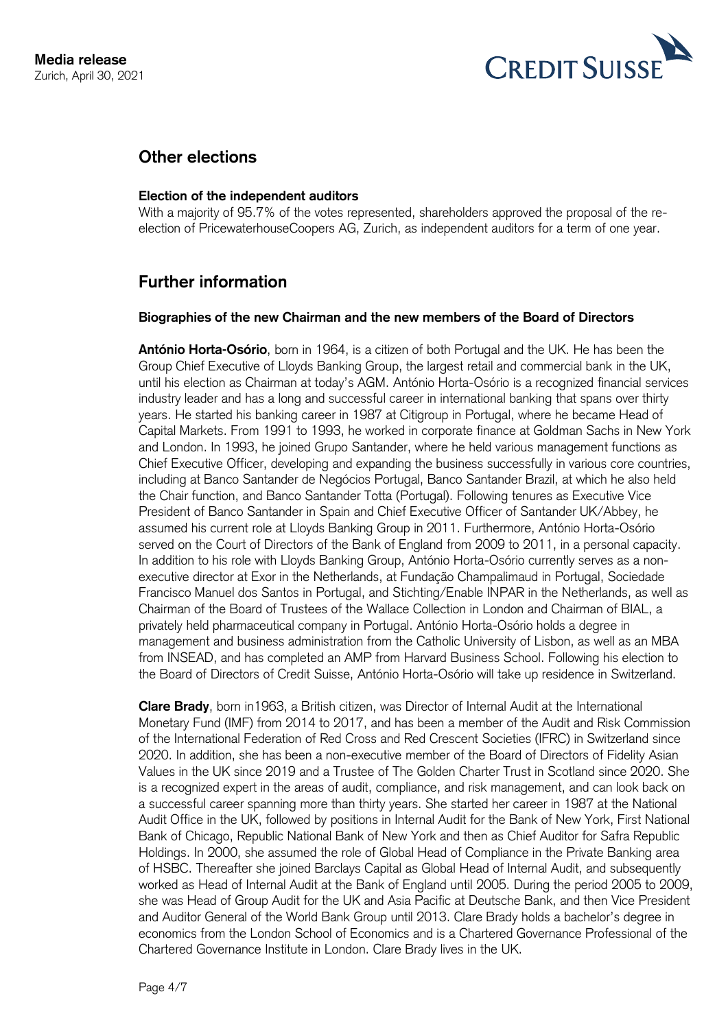## Other elections

**Election of the independent auditors**

With a majority of 95.7% of the votes represented, shareholders approved the proposal of the re-election of PricewaterhouseCoopers AG, Zurich, as independent auditors for a term of one year.

## Further information

**Biographies of the new Chairman and the new members of the Board of Directors**

**António Horta-Osório**, born in 1964, is a citizen of both Portugal and the UK. He has been the Group Chief Executive of Lloyds Banking Group, the largest retail and commercial bank in the UK, until his election as Chairman at today's AGM. António Horta-Osório is a recognized financial services industry leader and has a long and successful career in international banking that spans over thirty years. He started his banking career in 1987 at Citigroup in Portugal, where he became Head of Capital Markets. From 1991 to 1993, he worked in corporate finance at Goldman Sachs in New York and London. In 1993, he joined Grupo Santander, where he held various management functions as Chief Executive Officer, developing and expanding the business successfully in various core countries, including at Banco Santander de Negócios Portugal, Banco Santander Brazil, at which he also held the Chair function, and Banco Santander Totta (Portugal). Following tenures as Executive Vice President of Banco Santander in Spain and Chief Executive Officer of Santander UK/Abbey, he assumed his current role at Lloyds Banking Group in 2011. Furthermore, António Horta-Osório served on the Court of Directors of the Bank of England from 2009 to 2011, in a personal capacity. In addition to his role with Lloyds Banking Group, António Horta-Osório currently serves as a non-executive director at Exor in the Netherlands, at Fundação Champalimaud in Portugal, Sociedade Francisco Manuel dos Santos in Portugal, and Stichting/Enable INPAR in the Netherlands, as well as Chairman of the Board of Trustees of the Wallace Collection in London and Chairman of BIAL, a privately held pharmaceutical company in Portugal. António Horta-Osório holds a degree in management and business administration from the Catholic University of Lisbon, as well as an MBA from INSEAD, and has completed an AMP from Harvard Business School. Following his election to the Board of Directors of Credit Suisse, António Horta-Osório will take up residence in Switzerland.

**Clare Brady**, born in1963, a British citizen, was Director of Internal Audit at the International Monetary Fund (IMF) from 2014 to 2017, and has been a member of the Audit and Risk Commission of the International Federation of Red Cross and Red Crescent Societies (IFRC) in Switzerland since 2020. In addition, she has been a non-executive member of the Board of Directors of Fidelity Asian Values in the UK since 2019 and a Trustee of The Golden Charter Trust in Scotland since 2020. She is a recognized expert in the areas of audit, compliance, and risk management, and can look back on a successful career spanning more than thirty years. She started her career in 1987 at the National Audit Office in the UK, followed by positions in Internal Audit for the Bank of New York, First National Bank of Chicago, Republic National Bank of New York and then as Chief Auditor for Safra Republic Holdings. In 2000, she assumed the role of Global Head of Compliance in the Private Banking area of HSBC. Thereafter she joined Barclays Capital as Global Head of Internal Audit, and subsequently worked as Head of Internal Audit at the Bank of England until 2005. During the period 2005 to 2009, she was Head of Group Audit for the UK and Asia Pacific at Deutsche Bank, and then Vice President and Auditor General of the World Bank Group until 2013. Clare Brady holds a bachelor's degree in economics from the London School of Economics and is a Chartered Governance Professional of the Chartered Governance Institute in London. Clare Brady lives in the UK.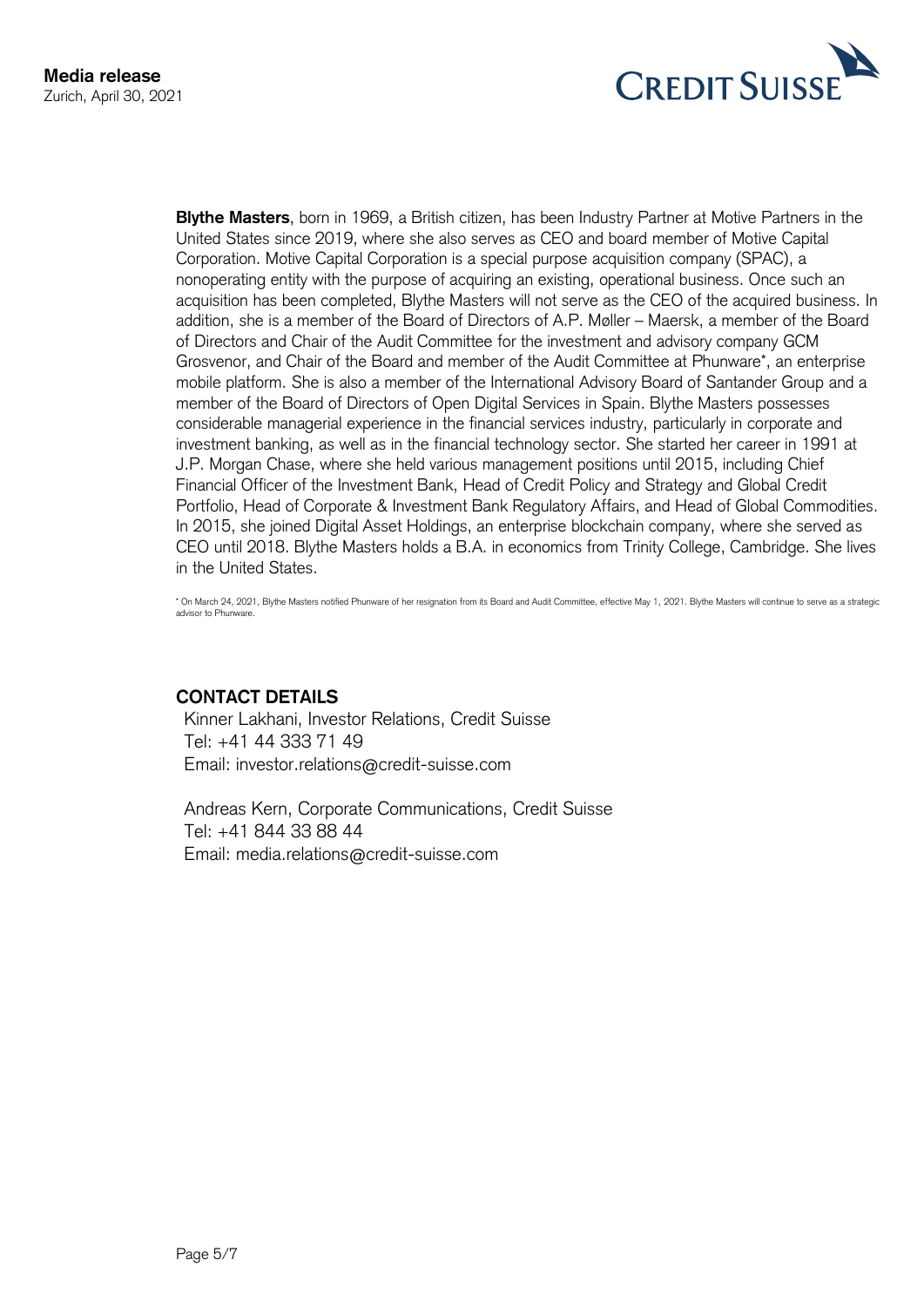**Blythe Masters**, born in 1969, a British citizen, has been Industry Partner at Motive Partners in the United States since 2019, where she also serves as CEO and board member of Motive Capital Corporation. Motive Capital Corporation is a special purpose acquisition company (SPAC), a nonoperating entity with the purpose of acquiring an existing, operational business. Once such an acquisition has been completed, Blythe Masters will not serve as the CEO of the acquired business. In addition, she is a member of the Board of Directors of A.P. Møller – Maersk, a member of the Board of Directors and Chair of the Audit Committee for the investment and advisory company GCM Grosvenor, and Chair of the Board and member of the Audit Committee at Phunware*, an enterprise mobile platform. She is also a member of the International Advisory Board of Santander Group and a member of the Board of Directors of Open Digital Services in Spain. Blythe Masters possesses considerable managerial experience in the financial services industry, particularly in corporate and investment banking, as well as in the financial technology sector. She started her career in 1991 at J.P. Morgan Chase, where she held various management positions until 2015, including Chief Financial Officer of the Investment Bank, Head of Credit Policy and Strategy and Global Credit Portfolio, Head of Corporate & Investment Bank Regulatory Affairs, and Head of Global Commodities. In 2015, she joined Digital Asset Holdings, an enterprise blockchain company, where she served as CEO until 2018. Blythe Masters holds a B.A. in economics from Trinity College, Cambridge. She lives in the United States.

* On March 24, 2021, Blythe Masters notified Phunware of her resignation from its Board and Audit Committee, effective May 1, 2021. Blythe Masters will continue to serve as a strategic advisor to Phunware.

## CONTACT DETAILS

Kinner Lakhani, Investor Relations, Credit Suisse
Tel: +41 44 333 71 49
Email: investor.relations@credit-suisse.com

Andreas Kern, Corporate Communications, Credit Suisse
Tel: +41 844 33 88 44
Email: media.relations@credit-suisse.com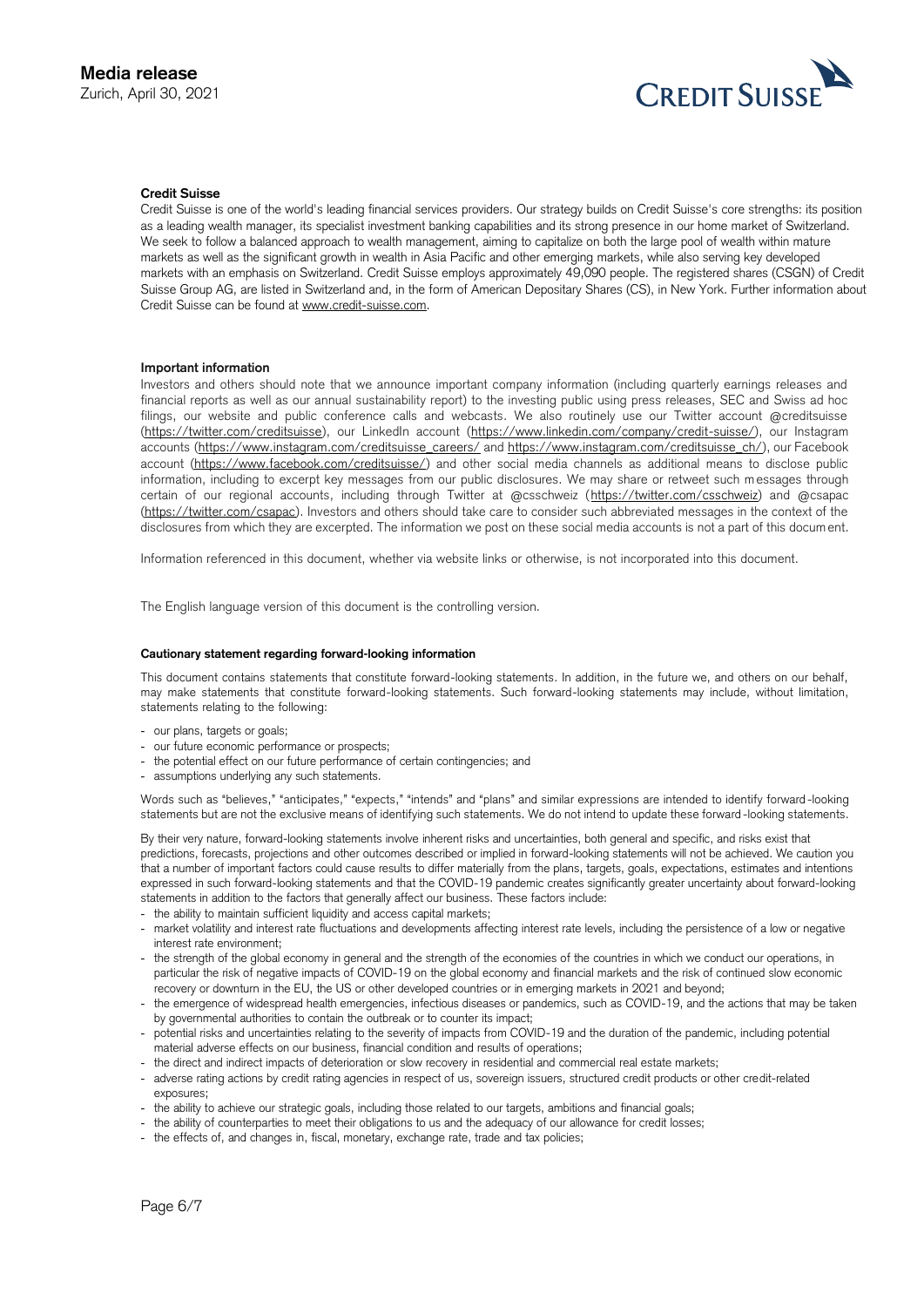### Credit Suisse

Credit Suisse is one of the world's leading financial services providers. Our strategy builds on Credit Suisse's core strengths: its position as a leading wealth manager, its specialist investment banking capabilities and its strong presence in our home market of Switzerland. We seek to follow a balanced approach to wealth management, aiming to capitalize on both the large pool of wealth within mature markets as well as the significant growth in wealth in Asia Pacific and other emerging markets, while also serving key developed markets with an emphasis on Switzerland. Credit Suisse employs approximately 49,090 people. The registered shares (CSGN) of Credit Suisse Group AG, are listed in Switzerland and, in the form of American Depositary Shares (CS), in New York. Further information about Credit Suisse can be found at www.credit-suisse.com.

### Important information

Investors and others should note that we announce important company information (including quarterly earnings releases and financial reports as well as our annual sustainability report) to the investing public using press releases, SEC and Swiss ad hoc filings, our website and public conference calls and webcasts. We also routinely use our Twitter account @creditsuisse (https://twitter.com/creditsuisse), our LinkedIn account (https://www.linkedin.com/company/credit-suisse/), our Instagram accounts (https://www.instagram.com/creditsuisse_careers/ and https://www.instagram.com/creditsuisse_ch/), our Facebook account (https://www.facebook.com/creditsuisse/) and other social media channels as additional means to disclose public information, including to excerpt key messages from our public disclosures. We may share or retweet such messages through certain of our regional accounts, including through Twitter at @csschweiz (https://twitter.com/csschweiz) and @csapac (https://twitter.com/csapac). Investors and others should take care to consider such abbreviated messages in the context of the disclosures from which they are excerpted. The information we post on these social media accounts is not a part of this document.

Information referenced in this document, whether via website links or otherwise, is not incorporated into this document.

The English language version of this document is the controlling version.

### Cautionary statement regarding forward-looking information

This document contains statements that constitute forward-looking statements. In addition, in the future we, and others on our behalf, may make statements that constitute forward-looking statements. Such forward-looking statements may include, without limitation, statements relating to the following:

- our plans, targets or goals;
- our future economic performance or prospects;
- the potential effect on our future performance of certain contingencies; and
- assumptions underlying any such statements.

Words such as "believes," "anticipates," "expects," "intends" and "plans" and similar expressions are intended to identify forward-looking statements but are not the exclusive means of identifying such statements. We do not intend to update these forward-looking statements.

By their very nature, forward-looking statements involve inherent risks and uncertainties, both general and specific, and risks exist that predictions, forecasts, projections and other outcomes described or implied in forward-looking statements will not be achieved. We caution you that a number of important factors could cause results to differ materially from the plans, targets, goals, expectations, estimates and intentions expressed in such forward-looking statements and that the COVID-19 pandemic creates significantly greater uncertainty about forward-looking statements in addition to the factors that generally affect our business. These factors include:

- the ability to maintain sufficient liquidity and access capital markets;
- market volatility and interest rate fluctuations and developments affecting interest rate levels, including the persistence of a low or negative interest rate environment;
- the strength of the global economy in general and the strength of the economies of the countries in which we conduct our operations, in particular the risk of negative impacts of COVID-19 on the global economy and financial markets and the risk of continued slow economic recovery or downturn in the EU, the US or other developed countries or in emerging markets in 2021 and beyond;
- the emergence of widespread health emergencies, infectious diseases or pandemics, such as COVID-19, and the actions that may be taken by governmental authorities to contain the outbreak or to counter its impact;
- potential risks and uncertainties relating to the severity of impacts from COVID-19 and the duration of the pandemic, including potential material adverse effects on our business, financial condition and results of operations;
- the direct and indirect impacts of deterioration or slow recovery in residential and commercial real estate markets;
- adverse rating actions by credit rating agencies in respect of us, sovereign issuers, structured credit products or other credit-related exposures;
- the ability to achieve our strategic goals, including those related to our targets, ambitions and financial goals;
- the ability of counterparties to meet their obligations to us and the adequacy of our allowance for credit losses;
- the effects of, and changes in, fiscal, monetary, exchange rate, trade and tax policies;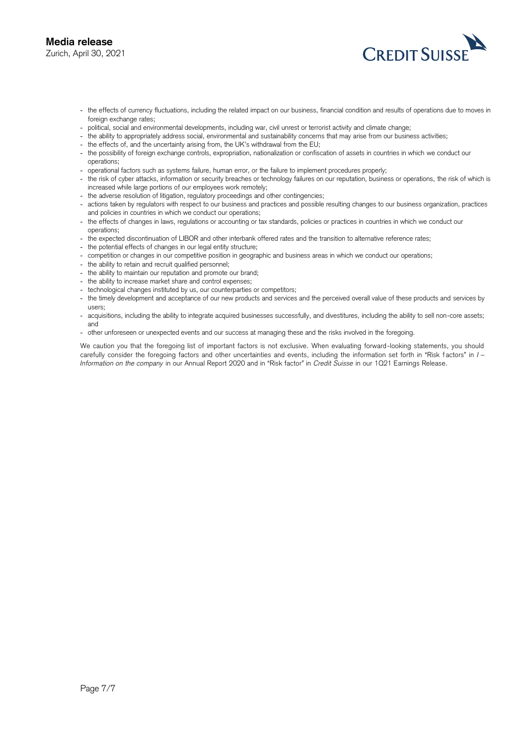- the effects of currency fluctuations, including the related impact on our business, financial condition and results of operations due to moves in foreign exchange rates;
- political, social and environmental developments, including war, civil unrest or terrorist activity and climate change;
- the ability to appropriately address social, environmental and sustainability concerns that may arise from our business activities;
- the effects of, and the uncertainty arising from, the UK's withdrawal from the EU;
- the possibility of foreign exchange controls, expropriation, nationalization or confiscation of assets in countries in which we conduct our operations;
- operational factors such as systems failure, human error, or the failure to implement procedures properly;
- the risk of cyber attacks, information or security breaches or technology failures on our reputation, business or operations, the risk of which is increased while large portions of our employees work remotely;
- the adverse resolution of litigation, regulatory proceedings and other contingencies;
- actions taken by regulators with respect to our business and practices and possible resulting changes to our business organization, practices and policies in countries in which we conduct our operations;
- the effects of changes in laws, regulations or accounting or tax standards, policies or practices in countries in which we conduct our operations;
- the expected discontinuation of LIBOR and other interbank offered rates and the transition to alternative reference rates;
- the potential effects of changes in our legal entity structure;
- competition or changes in our competitive position in geographic and business areas in which we conduct our operations;
- the ability to retain and recruit qualified personnel;
- the ability to maintain our reputation and promote our brand;
- the ability to increase market share and control expenses;
- technological changes instituted by us, our counterparties or competitors;
- the timely development and acceptance of our new products and services and the perceived overall value of these products and services by users;
- acquisitions, including the ability to integrate acquired businesses successfully, and divestitures, including the ability to sell non-core assets; and
- other unforeseen or unexpected events and our success at managing these and the risks involved in the foregoing.

We caution you that the foregoing list of important factors is not exclusive. When evaluating forward-looking statements, you should carefully consider the foregoing factors and other uncertainties and events, including the information set forth in "Risk factors" in *I – Information on the company* in our Annual Report 2020 and in "Risk factor" in *Credit Suisse* in our 1Q21 Earnings Release.